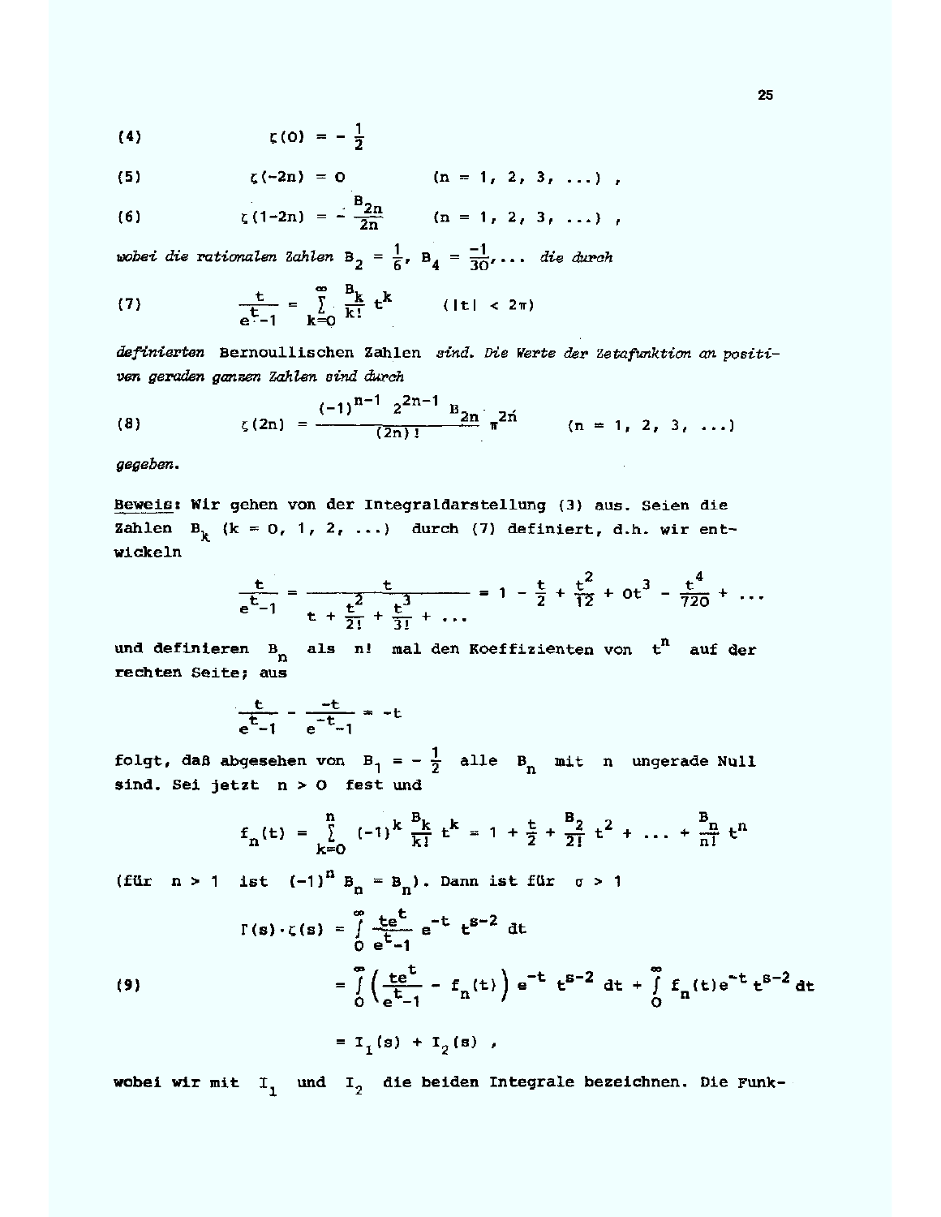$$(4) \qquad \zeta(0) = -\frac{1}{2}$$

$$(5) \qquad \zeta(-2n) = 0 \qquad (n = 1, 2, 3, \ldots) ,$$

$$(6) \qquad \zeta(1-2n) = -\frac{B_{2n}}{2n} \qquad (n = 1, 2, 3, \ldots) ,$$

*wobei die rationalen Zahlen* $B_2 = \frac{1}{6}$, $B_4 = \frac{-1}{30}, \ldots$ *die durch*

$$(7) \qquad \frac{t}{e^t-1} = \sum_{k=0}^{\infty} \frac{B_k}{k!} t^k \qquad (|t| < 2\pi)$$

*definierten* Bernoullischen Zahlen *sind. Die Werte der Zetafunktion an positiven geraden ganzen Zahlen sind durch*

$$(8) \qquad \zeta(2n) = \frac{(-1)^{n-1}\, 2^{2n-1}\, B_{2n}}{(2n)!} \pi^{2n} \qquad (n = 1, 2, 3, \ldots)$$

*gegeben.*

Beweis: Wir gehen von der Integraldarstellung (3) aus. Seien die Zahlen $B_k$ $(k = 0, 1, 2, \ldots)$ durch (7) definiert, d.h. wir entwickeln

$$\frac{t}{e^t-1} = \frac{t}{t + \frac{t^2}{2!} + \frac{t^3}{3!} + \ldots} = 1 - \frac{t}{2} + \frac{t^2}{12} + 0t^3 - \frac{t^4}{720} + \ldots$$

und definieren $B_n$ als $n!$ mal den Koeffizienten von $t^n$ auf der rechten Seite; aus

$$\frac{t}{e^t-1} - \frac{-t}{e^{-t}-1} = -t$$

folgt, daß abgesehen von $B_1 = -\frac{1}{2}$ alle $B_n$ mit $n$ ungerade Null sind. Sei jetzt $n > 0$ fest und

$$f_n(t) = \sum_{k=0}^{n} (-1)^k \frac{B_k}{k!} t^k = 1 + \frac{t}{2} + \frac{B_2}{2!} t^2 + \ldots + \frac{B_n}{n!} t^n$$

(für $n > 1$ ist $(-1)^n B_n = B_n$). Dann ist für $\sigma > 1$

$$
\begin{aligned}
\Gamma(s)\cdot\zeta(s) &= \int_0^{\infty} \frac{te^t}{e^t-1} e^{-t} t^{s-2}\, dt \\
(9) \qquad &= \int_0^{\infty} \left(\frac{te^t}{e^t-1} - f_n(t)\right) e^{-t} t^{s-2}\, dt + \int_0^{\infty} f_n(t) e^{-t} t^{s-2}\, dt \\
&= I_1(s) + I_2(s) ,
\end{aligned}
$$

wobei wir mit $I_1$ und $I_2$ die beiden Integrale bezeichnen. Die Funk-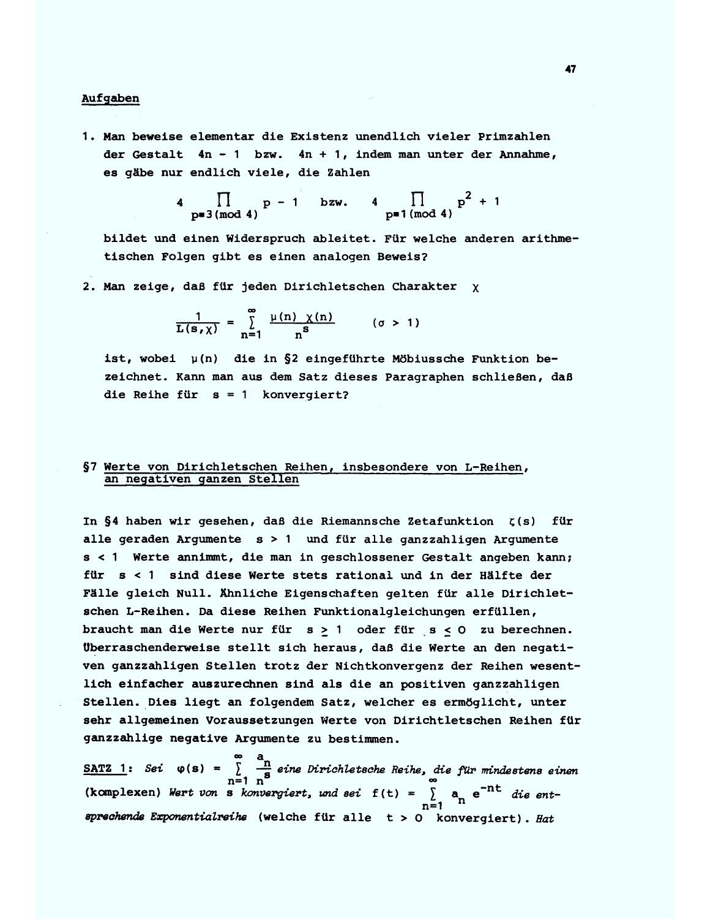## Aufgaben

1. Man beweise elementar die Existenz unendlich vieler Primzahlen der Gestalt $4n - 1$ bzw. $4n + 1$, indem man unter der Annahme, es gäbe nur endlich viele, die Zahlen

$$4 \prod_{p \equiv 3 \, (\mathrm{mod}\, 4)} p - 1 \quad \text{bzw.} \quad 4 \prod_{p \equiv 1 \, (\mathrm{mod}\, 4)} p^2 + 1$$

bildet und einen Widerspruch ableitet. Für welche anderen arithmetischen Folgen gibt es einen analogen Beweis?

2. Man zeige, daß für jeden Dirichletschen Charakter $\chi$

$$\frac{1}{L(s,\chi)} = \sum_{n=1}^{\infty} \frac{\mu(n)\,\chi(n)}{n^s} \qquad (\sigma > 1)$$

ist, wobei $\mu(n)$ die in §2 eingeführte Möbiussche Funktion bezeichnet. Kann man aus dem Satz dieses Paragraphen schließen, daß die Reihe für $s = 1$ konvergiert?

## §7 Werte von Dirichletschen Reihen, insbesondere von L-Reihen, an negativen ganzen Stellen

In §4 haben wir gesehen, daß die Riemannsche Zetafunktion $\zeta(s)$ für alle geraden Argumente $s > 1$ und für alle ganzzahligen Argumente $s < 1$ Werte annimmt, die man in geschlossener Gestalt angeben kann; für $s < 1$ sind diese Werte stets rational und in der Hälfte der Fälle gleich Null. Ähnliche Eigenschaften gelten für alle Dirichletschen L-Reihen. Da diese Reihen Funktionalgleichungen erfüllen, braucht man die Werte nur für $s \geq 1$ oder für $s \leq 0$ zu berechnen. Überraschenderweise stellt sich heraus, daß die Werte an den negativen ganzzahligen Stellen trotz der Nichtkonvergenz der Reihen wesentlich einfacher auszurechnen sind als die an positiven ganzzahligen Stellen. Dies liegt an folgendem Satz, welcher es ermöglicht, unter sehr allgemeinen Voraussetzungen Werte von Dirichtletschen Reihen für ganzzahlige negative Argumente zu bestimmen.

**SATZ 1:** *Sei* $\varphi(s) = \sum_{n=1}^{\infty} \frac{a_n}{n^s}$ *eine Dirichletsche Reihe, die für mindestens einen* (komplexen) *Wert von* $s$ *konvergiert, und sei* $f(t) = \sum_{n=1}^{\infty} a_n e^{-nt}$ *die entsprechende Exponentialreihe* (welche für alle $t > 0$ konvergiert). *Hat*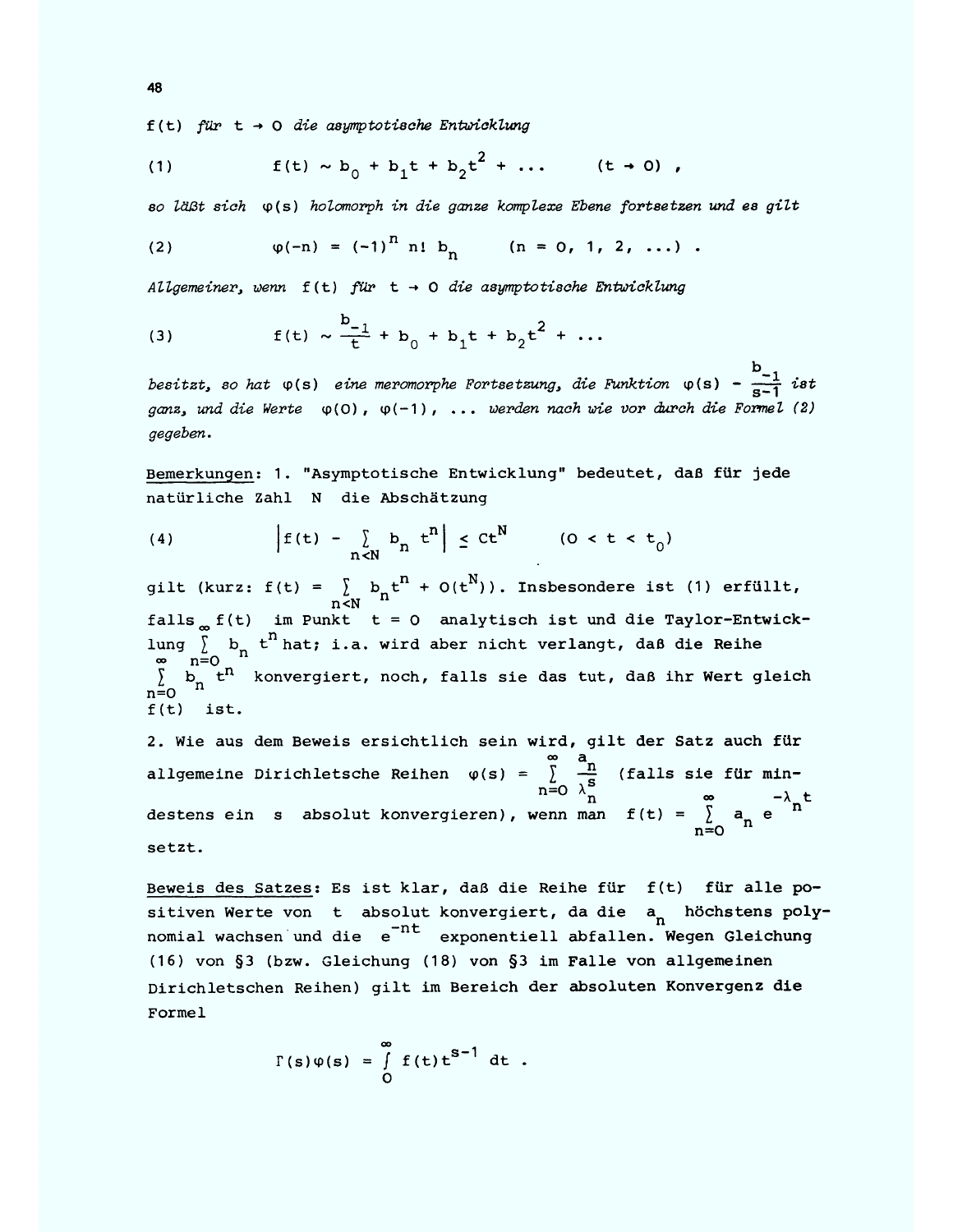$f(t)$ *für* $t \to 0$ *die asymptotische Entwicklung*

$$\text{(1)} \qquad f(t) \sim b_0 + b_1 t + b_2 t^2 + \ldots \qquad (t \to 0) \; ,$$

*so läßt sich* $\varphi(s)$ *holomorph in die ganze komplexe Ebene fortsetzen und es gilt*

$$\text{(2)} \qquad \varphi(-n) = (-1)^n \, n! \, b_n \qquad (n = 0, 1, 2, \ldots) \; .$$

*Allgemeiner, wenn* $f(t)$ *für* $t \to 0$ *die asymptotische Entwicklung*

$$\text{(3)} \qquad f(t) \sim \frac{b_{-1}}{t} + b_0 + b_1 t + b_2 t^2 + \ldots$$

*besitzt, so hat* $\varphi(s)$ *eine meromorphe Fortsetzung, die Funktion* $\varphi(s) - \frac{b_{-1}}{s-1}$ *ist ganz, und die Werte* $\varphi(0), \varphi(-1), \ldots$ *werden nach wie vor durch die Formel (2) gegeben.*

Bemerkungen: 1. "Asymptotische Entwicklung" bedeutet, daß für jede natürliche Zahl $N$ die Abschätzung

$$\text{(4)} \qquad \Big| f(t) - \sum_{n<N} b_n t^n \Big| \leq C t^N \qquad (0 < t < t_0)$$

gilt (kurz: $f(t) = \sum_{n<N} b_n t^n + O(t^N)$). Insbesondere ist (1) erfüllt, falls $f(t)$ im Punkt $t = 0$ analytisch ist und die Taylor-Entwicklung $\sum_{n=0}^{\infty} b_n t^n$ hat; i.a. wird aber nicht verlangt, daß die Reihe $\sum_{n=0}^{\infty} b_n t^n$ konvergiert, noch, falls sie das tut, daß ihr Wert gleich $f(t)$ ist.

2. Wie aus dem Beweis ersichtlich sein wird, gilt der Satz auch für allgemeine Dirichletsche Reihen $\varphi(s) = \sum_{n=0}^{\infty} \frac{a_n}{\lambda_n^s}$ (falls sie für mindestens ein $s$ absolut konvergieren), wenn man $f(t) = \sum_{n=0}^{\infty} a_n e^{-\lambda_n t}$ setzt.

Beweis des Satzes: Es ist klar, daß die Reihe für $f(t)$ für alle positiven Werte von $t$ absolut konvergiert, da die $a_n$ höchstens polynomial wachsen und die $e^{-nt}$ exponentiell abfallen. Wegen Gleichung (16) von §3 (bzw. Gleichung (18) von §3 im Falle von allgemeinen Dirichletschen Reihen) gilt im Bereich der absoluten Konvergenz die Formel

$$\Gamma(s)\varphi(s) = \int_0^{\infty} f(t) t^{s-1} \, dt \; .$$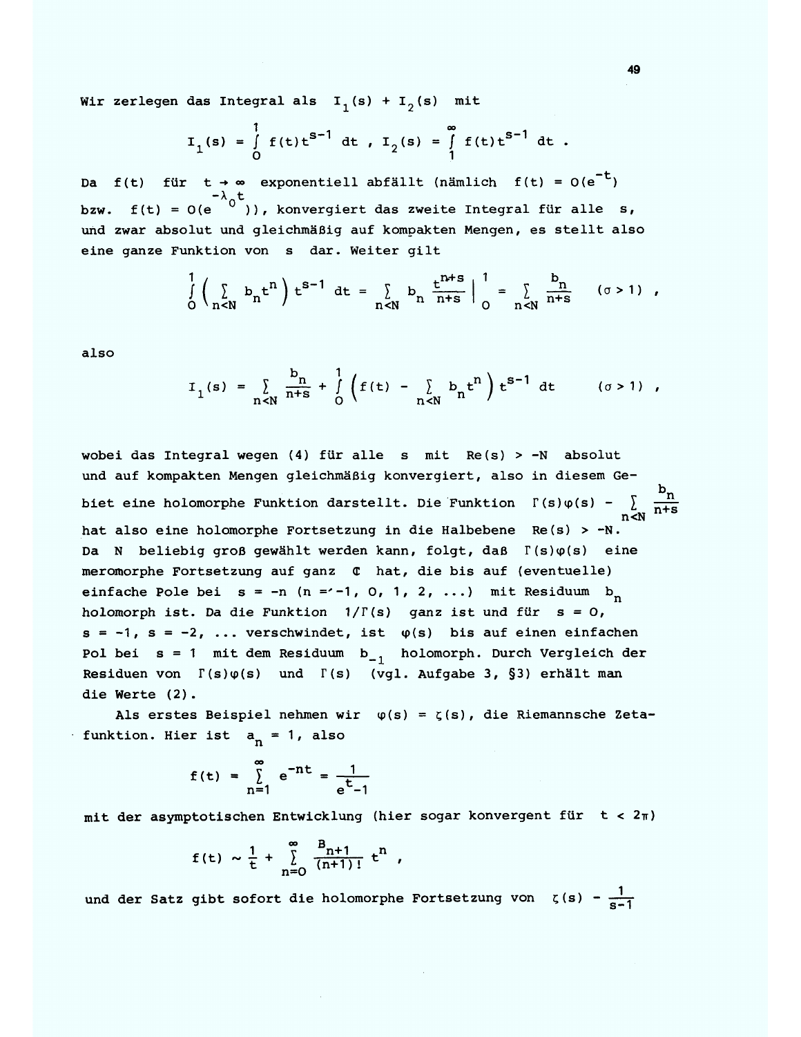Wir zerlegen das Integral als $I_1(s) + I_2(s)$ mit

$$I_1(s) = \int_0^1 f(t)t^{s-1}\,dt\ ,\ I_2(s) = \int_1^\infty f(t)t^{s-1}\,dt\ .$$

Da $f(t)$ für $t \to \infty$ exponentiell abfällt (nämlich $f(t) = O(e^{-t})$ bzw. $f(t) = O(e^{-\lambda_0 t})$), konvergiert das zweite Integral für alle $s$, und zwar absolut und gleichmäßig auf kompakten Mengen, es stellt also eine ganze Funktion von $s$ dar. Weiter gilt

$$\int_0^1 \Big(\sum_{n<N} b_n t^n\Big) t^{s-1}\,dt = \sum_{n<N} b_n \frac{t^{n+s}}{n+s}\Big|_0^1 = \sum_{n<N} \frac{b_n}{n+s} \qquad (\sigma > 1)\ ,$$

also

$$I_1(s) = \sum_{n<N} \frac{b_n}{n+s} + \int_0^1 \Big(f(t) - \sum_{n<N} b_n t^n\Big) t^{s-1}\,dt \qquad (\sigma > 1)\ ,$$

wobei das Integral wegen (4) für alle $s$ mit $\mathrm{Re}(s) > -N$ absolut und auf kompakten Mengen gleichmäßig konvergiert, also in diesem Gebiet eine holomorphe Funktion darstellt. Die Funktion $\Gamma(s)\varphi(s) - \sum\limits_{n<N} \frac{b_n}{n+s}$ hat also eine holomorphe Fortsetzung in die Halbebene $\mathrm{Re}(s) > -N$. Da $N$ beliebig groß gewählt werden kann, folgt, daß $\Gamma(s)\varphi(s)$ eine meromorphe Fortsetzung auf ganz $\mathbb{C}$ hat, die bis auf (eventuelle) einfache Pole bei $s = -n$ $(n = -1, 0, 1, 2, \ldots)$ mit Residuum $b_n$ holomorph ist. Da die Funktion $1/\Gamma(s)$ ganz ist und für $s = 0$, $s = -1$, $s = -2$, ... verschwindet, ist $\varphi(s)$ bis auf einen einfachen Pol bei $s = 1$ mit dem Residuum $b_{-1}$ holomorph. Durch Vergleich der Residuen von $\Gamma(s)\varphi(s)$ und $\Gamma(s)$ (vgl. Aufgabe 3, §3) erhält man die Werte (2).

Als erstes Beispiel nehmen wir $\varphi(s) = \zeta(s)$, die Riemannsche Zetafunktion. Hier ist $a_n = 1$, also

$$f(t) = \sum_{n=1}^\infty e^{-nt} = \frac{1}{e^t - 1}$$

mit der asymptotischen Entwicklung (hier sogar konvergent für $t < 2\pi$)

$$f(t) \sim \frac{1}{t} + \sum_{n=0}^\infty \frac{B_{n+1}}{(n+1)!} t^n\ ,$$

und der Satz gibt sofort die holomorphe Fortsetzung von $\zeta(s) - \frac{1}{s-1}$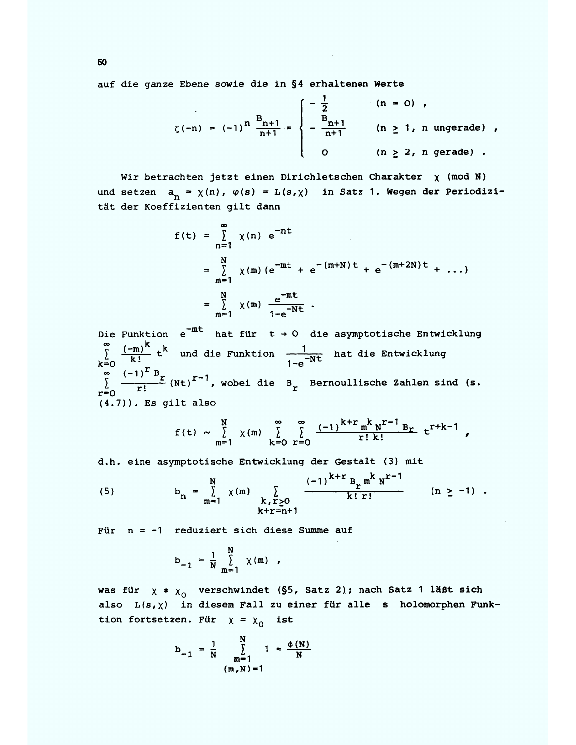auf die ganze Ebene sowie die in §4 erhaltenen Werte

$$\zeta(-n) = (-1)^n \frac{B_{n+1}}{n+1} = \begin{cases} -\frac{1}{2} & (n = 0) , \\ -\frac{B_{n+1}}{n+1} & (n \geq 1, \text{ n ungerade}) , \\ 0 & (n \geq 2, \text{ n gerade}) . \end{cases}$$

Wir betrachten jetzt einen Dirichletschen Charakter $\chi \pmod N$ und setzen $a_n = \chi(n)$, $\varphi(s) = L(s,\chi)$ in Satz 1. Wegen der Periodizität der Koeffizienten gilt dann

$$\begin{aligned} f(t) &= \sum_{n=1}^{\infty} \chi(n)\, e^{-nt} \\ &= \sum_{m=1}^{N} \chi(m)\,(e^{-mt} + e^{-(m+N)t} + e^{-(m+2N)t} + \ldots) \\ &= \sum_{m=1}^{N} \chi(m)\, \frac{e^{-mt}}{1-e^{-Nt}} . \end{aligned}$$

Die Funktion $e^{-mt}$ hat für $t \to 0$ die asymptotische Entwicklung $\sum_{k=0}^{\infty} \frac{(-m)^k}{k!} t^k$ und die Funktion $\frac{1}{1-e^{-Nt}}$ hat die Entwicklung $\sum_{r=0}^{\infty} \frac{(-1)^r B_r}{r!} (Nt)^{r-1}$, wobei die $B_r$ Bernoullische Zahlen sind (s. (4.7)). Es gilt also

$$f(t) \sim \sum_{m=1}^{N} \chi(m) \sum_{k=0}^{\infty} \sum_{r=0}^{\infty} \frac{(-1)^{k+r} m^k N^{r-1} B_r}{r!\, k!} t^{r+k-1} ,$$

d.h. eine asymptotische Entwicklung der Gestalt (3) mit

$$b_n = \sum_{m=1}^{N} \chi(m) \sum_{\substack{k,r \geq 0 \\ k+r=n+1}} \frac{(-1)^{k+r} B_r m^k N^{r-1}}{k!\, r!} \qquad (n \geq -1) . \tag{5}$$

Für $n = -1$ reduziert sich diese Summe auf

$$b_{-1} = \frac{1}{N} \sum_{m=1}^{N} \chi(m) ,$$

was für $\chi \neq \chi_0$ verschwindet (§5, Satz 2); nach Satz 1 läßt sich also $L(s,\chi)$ in diesem Fall zu einer für alle $s$ holomorphen Funktion fortsetzen. Für $\chi = \chi_0$ ist

$$b_{-1} = \frac{1}{N} \sum_{\substack{m=1 \\ (m,N)=1}}^{N} 1 = \frac{\phi(N)}{N}$$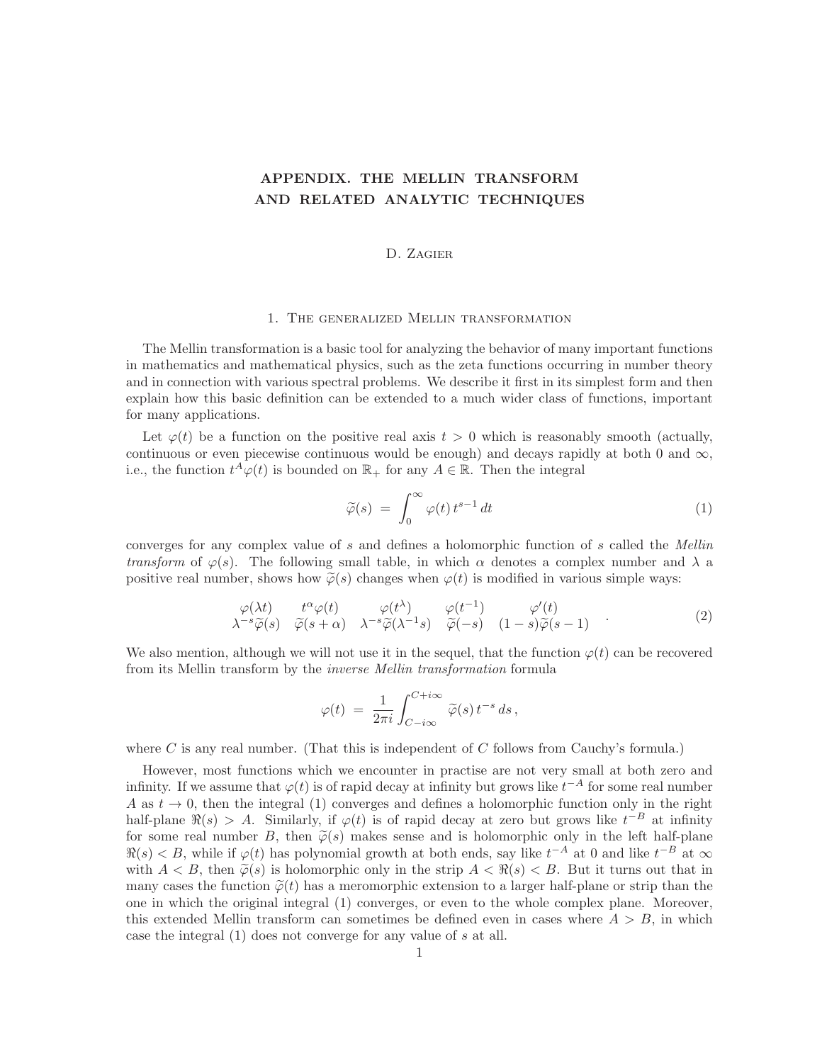# APPENDIX. THE MELLIN TRANSFORM AND RELATED ANALYTIC TECHNIQUES

D. Zagier

## 1. The generalized Mellin transformation

The Mellin transformation is a basic tool for analyzing the behavior of many important functions in mathematics and mathematical physics, such as the zeta functions occurring in number theory and in connection with various spectral problems. We describe it first in its simplest form and then explain how this basic definition can be extended to a much wider class of functions, important for many applications.

Let $\varphi(t)$ be a function on the positive real axis $t > 0$ which is reasonably smooth (actually, continuous or even piecewise continuous would be enough) and decays rapidly at both 0 and $\infty$, i.e., the function $t^A\varphi(t)$ is bounded on $\mathbb{R}_+$ for any $A \in \mathbb{R}$. Then the integral

$$\widetilde{\varphi}(s) = \int_0^\infty \varphi(t)\, t^{s-1}\, dt \tag{1}$$

converges for any complex value of $s$ and defines a holomorphic function of $s$ called the *Mellin transform* of $\varphi(s)$. The following small table, in which $\alpha$ denotes a complex number and $\lambda$ a positive real number, shows how $\widetilde{\varphi}(s)$ changes when $\varphi(t)$ is modified in various simple ways:

$$\begin{array}{ccccc} \varphi(\lambda t) & t^\alpha \varphi(t) & \varphi(t^\lambda) & \varphi(t^{-1}) & \varphi'(t) \\ \lambda^{-s}\widetilde{\varphi}(s) & \widetilde{\varphi}(s+\alpha) & \lambda^{-s}\widetilde{\varphi}(\lambda^{-1}s) & \widetilde{\varphi}(-s) & (1-s)\widetilde{\varphi}(s-1) \end{array} \,. \tag{2}$$

We also mention, although we will not use it in the sequel, that the function $\varphi(t)$ can be recovered from its Mellin transform by the *inverse Mellin transformation* formula

$$\varphi(t) = \frac{1}{2\pi i}\int_{C-i\infty}^{C+i\infty} \widetilde{\varphi}(s)\, t^{-s}\, ds\,,$$

where $C$ is any real number. (That this is independent of $C$ follows from Cauchy's formula.)

However, most functions which we encounter in practise are not very small at both zero and infinity. If we assume that $\varphi(t)$ is of rapid decay at infinity but grows like $t^{-A}$ for some real number $A$ as $t \to 0$, then the integral (1) converges and defines a holomorphic function only in the right half-plane $\Re(s) > A$. Similarly, if $\varphi(t)$ is of rapid decay at zero but grows like $t^{-B}$ at infinity for some real number $B$, then $\widetilde{\varphi}(s)$ makes sense and is holomorphic only in the left half-plane $\Re(s) < B$, while if $\varphi(t)$ has polynomial growth at both ends, say like $t^{-A}$ at 0 and like $t^{-B}$ at $\infty$ with $A < B$, then $\widetilde{\varphi}(s)$ is holomorphic only in the strip $A < \Re(s) < B$. But it turns out that in many cases the function $\widetilde{\varphi}(t)$ has a meromorphic extension to a larger half-plane or strip than the one in which the original integral (1) converges, or even to the whole complex plane. Moreover, this extended Mellin transform can sometimes be defined even in cases where $A > B$, in which case the integral (1) does not converge for any value of $s$ at all.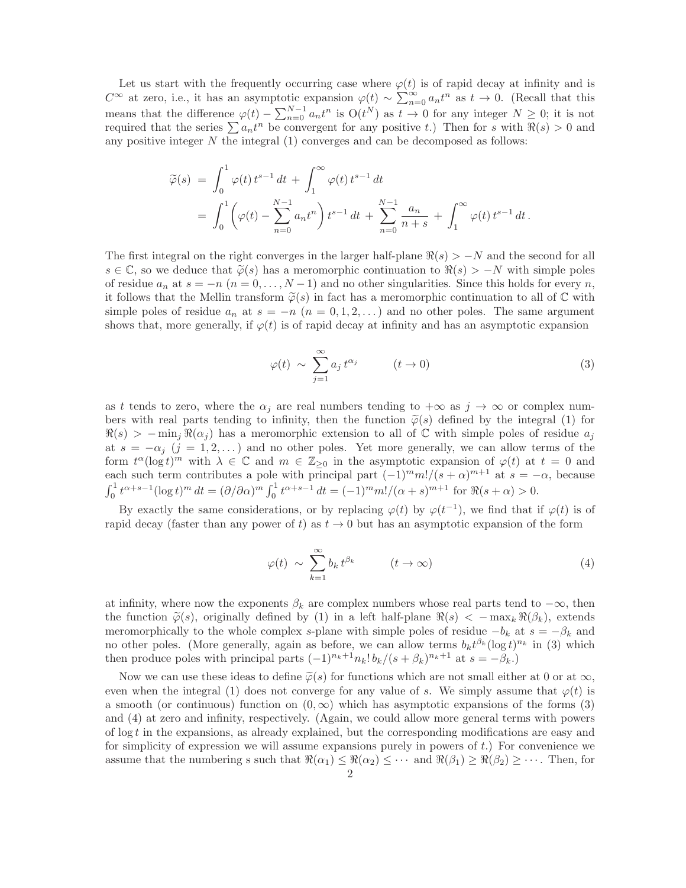Let us start with the frequently occurring case where $\varphi(t)$ is of rapid decay at infinity and is $C^\infty$ at zero, i.e., it has an asymptotic expansion $\varphi(t) \sim \sum_{n=0}^{\infty} a_n t^n$ as $t \to 0$. (Recall that this means that the difference $\varphi(t) - \sum_{n=0}^{N-1} a_n t^n$ is $\mathrm{O}(t^N)$ as $t \to 0$ for any integer $N \geq 0$; it is not required that the series $\sum a_n t^n$ be convergent for any positive $t$.) Then for $s$ with $\Re(s) > 0$ and any positive integer $N$ the integral (1) converges and can be decomposed as follows:

$$
\begin{aligned}
\widetilde{\varphi}(s) &= \int_0^1 \varphi(t)\, t^{s-1}\, dt \;+\; \int_1^\infty \varphi(t)\, t^{s-1}\, dt \\
&= \int_0^1 \left( \varphi(t) - \sum_{n=0}^{N-1} a_n t^n \right) t^{s-1}\, dt \;+\; \sum_{n=0}^{N-1} \frac{a_n}{n+s} \;+\; \int_1^\infty \varphi(t)\, t^{s-1}\, dt\,.
\end{aligned}
$$

The first integral on the right converges in the larger half-plane $\Re(s) > -N$ and the second for all $s \in \mathbb{C}$, so we deduce that $\widetilde{\varphi}(s)$ has a meromorphic continuation to $\Re(s) > -N$ with simple poles of residue $a_n$ at $s = -n$ $(n = 0, \ldots, N-1)$ and no other singularities. Since this holds for every $n$, it follows that the Mellin transform $\widetilde{\varphi}(s)$ in fact has a meromorphic continuation to all of $\mathbb{C}$ with simple poles of residue $a_n$ at $s = -n$ $(n = 0, 1, 2, \ldots)$ and no other poles. The same argument shows that, more generally, if $\varphi(t)$ is of rapid decay at infinity and has an asymptotic expansion

$$
\varphi(t) \;\sim\; \sum_{j=1}^{\infty} a_j\, t^{\alpha_j} \qquad\quad (t \to 0) \tag{3}
$$

as $t$ tends to zero, where the $\alpha_j$ are real numbers tending to $+\infty$ as $j \to \infty$ or complex numbers with real parts tending to infinity, then the function $\widetilde{\varphi}(s)$ defined by the integral (1) for $\Re(s) > -\min_j \Re(\alpha_j)$ has a meromorphic extension to all of $\mathbb{C}$ with simple poles of residue $a_j$ at $s = -\alpha_j$ $(j = 1, 2, \ldots)$ and no other poles. Yet more generally, we can allow terms of the form $t^\alpha (\log t)^m$ with $\lambda \in \mathbb{C}$ and $m \in \mathbb{Z}_{\geq 0}$ in the asymptotic expansion of $\varphi(t)$ at $t = 0$ and each such term contributes a pole with principal part $(-1)^m m!/(s+\alpha)^{m+1}$ at $s = -\alpha$, because $\int_0^1 t^{\alpha+s-1} (\log t)^m\, dt = (\partial/\partial\alpha)^m \int_0^1 t^{\alpha+s-1}\, dt = (-1)^m m!/(\alpha+s)^{m+1}$ for $\Re(s+\alpha) > 0$.

By exactly the same considerations, or by replacing $\varphi(t)$ by $\varphi(t^{-1})$, we find that if $\varphi(t)$ is of rapid decay (faster than any power of $t$) as $t \to 0$ but has an asymptotic expansion of the form

$$
\varphi(t) \;\sim\; \sum_{k=1}^{\infty} b_k\, t^{\beta_k} \qquad\quad (t \to \infty) \tag{4}
$$

at infinity, where now the exponents $\beta_k$ are complex numbers whose real parts tend to $-\infty$, then the function $\widetilde{\varphi}(s)$, originally defined by (1) in a left half-plane $\Re(s) < -\max_k \Re(\beta_k)$, extends meromorphically to the whole complex $s$-plane with simple poles of residue $-b_k$ at $s = -\beta_k$ and no other poles. (More generally, again as before, we can allow terms $b_k t^{\beta_k} (\log t)^{n_k}$ in (3) which then produce poles with principal parts $(-1)^{n_k+1} n_k!\, b_k/(s+\beta_k)^{n_k+1}$ at $s = -\beta_k$.)

Now we can use these ideas to define $\widetilde{\varphi}(s)$ for functions which are not small either at 0 or at $\infty$, even when the integral (1) does not converge for any value of $s$. We simply assume that $\varphi(t)$ is a smooth (or continuous) function on $(0, \infty)$ which has asymptotic expansions of the forms (3) and (4) at zero and infinity, respectively. (Again, we could allow more general terms with powers of $\log t$ in the expansions, as already explained, but the corresponding modifications are easy and for simplicity of expression we will assume expansions purely in powers of $t$.) For convenience we assume that the numbering s such that $\Re(\alpha_1) \leq \Re(\alpha_2) \leq \cdots$ and $\Re(\beta_1) \geq \Re(\beta_2) \geq \cdots$. Then, for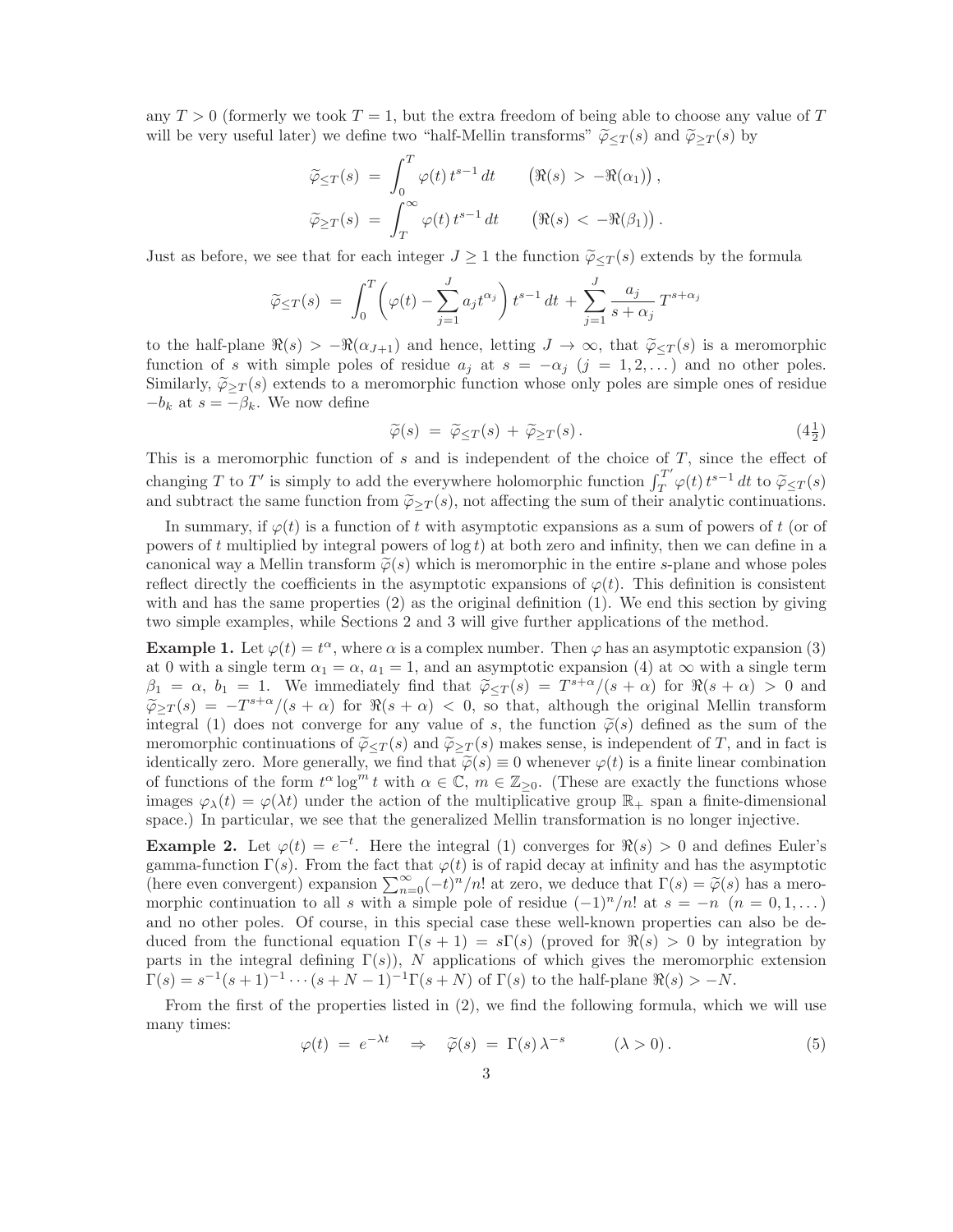any $T > 0$ (formerly we took $T = 1$, but the extra freedom of being able to choose any value of $T$ will be very useful later) we define two "half-Mellin transforms" $\widetilde{\varphi}_{\le T}(s)$ and $\widetilde{\varphi}_{\ge T}(s)$ by

$$\widetilde{\varphi}_{\le T}(s) \;=\; \int_0^T \varphi(t)\, t^{s-1}\, dt \qquad \bigl(\Re(s) \;>\; -\Re(\alpha_1)\bigr)\,,$$

$$\widetilde{\varphi}_{\ge T}(s) \;=\; \int_T^\infty \varphi(t)\, t^{s-1}\, dt \qquad \bigl(\Re(s) \;<\; -\Re(\beta_1)\bigr)\,.$$

Just as before, we see that for each integer $J \ge 1$ the function $\widetilde{\varphi}_{\le T}(s)$ extends by the formula

$$\widetilde{\varphi}_{\le T}(s) \;=\; \int_0^T \biggl(\varphi(t) - \sum_{j=1}^J a_j t^{\alpha_j}\biggr)\, t^{s-1}\, dt \;+\; \sum_{j=1}^J \frac{a_j}{s+\alpha_j}\, T^{s+\alpha_j}$$

to the half-plane $\Re(s) > -\Re(\alpha_{J+1})$ and hence, letting $J \to \infty$, that $\widetilde{\varphi}_{\le T}(s)$ is a meromorphic function of $s$ with simple poles of residue $a_j$ at $s = -\alpha_j$ ($j = 1, 2, \dots$) and no other poles. Similarly, $\widetilde{\varphi}_{\ge T}(s)$ extends to a meromorphic function whose only poles are simple ones of residue $-b_k$ at $s = -\beta_k$. We now define

$$\widetilde{\varphi}(s) \;=\; \widetilde{\varphi}_{\le T}(s) \;+\; \widetilde{\varphi}_{\ge T}(s)\,. \tag{$4\tfrac{1}{2}$}$$

This is a meromorphic function of $s$ and is independent of the choice of $T$, since the effect of changing $T$ to $T'$ is simply to add the everywhere holomorphic function $\int_T^{T'} \varphi(t)\, t^{s-1}\, dt$ to $\widetilde{\varphi}_{\le T}(s)$ and subtract the same function from $\widetilde{\varphi}_{\ge T}(s)$, not affecting the sum of their analytic continuations.

In summary, if $\varphi(t)$ is a function of $t$ with asymptotic expansions as a sum of powers of $t$ (or of powers of $t$ multiplied by integral powers of $\log t$) at both zero and infinity, then we can define in a canonical way a Mellin transform $\widetilde{\varphi}(s)$ which is meromorphic in the entire $s$-plane and whose poles reflect directly the coefficients in the asymptotic expansions of $\varphi(t)$. This definition is consistent with and has the same properties (2) as the original definition (1). We end this section by giving two simple examples, while Sections 2 and 3 will give further applications of the method.

**Example 1.** Let $\varphi(t) = t^\alpha$, where $\alpha$ is a complex number. Then $\varphi$ has an asymptotic expansion (3) at 0 with a single term $\alpha_1 = \alpha$, $a_1 = 1$, and an asymptotic expansion (4) at $\infty$ with a single term $\beta_1 = \alpha$, $b_1 = 1$. We immediately find that $\widetilde{\varphi}_{\le T}(s) = T^{s+\alpha}/(s+\alpha)$ for $\Re(s+\alpha) > 0$ and $\widetilde{\varphi}_{\ge T}(s) = -T^{s+\alpha}/(s+\alpha)$ for $\Re(s+\alpha) < 0$, so that, although the original Mellin transform integral (1) does not converge for any value of $s$, the function $\widetilde{\varphi}(s)$ defined as the sum of the meromorphic continuations of $\widetilde{\varphi}_{\le T}(s)$ and $\widetilde{\varphi}_{\ge T}(s)$ makes sense, is independent of $T$, and in fact is identically zero. More generally, we find that $\widetilde{\varphi}(s) \equiv 0$ whenever $\varphi(t)$ is a finite linear combination of functions of the form $t^\alpha \log^m t$ with $\alpha \in \mathbb{C}$, $m \in \mathbb{Z}_{\ge 0}$. (These are exactly the functions whose images $\varphi_\lambda(t) = \varphi(\lambda t)$ under the action of the multiplicative group $\mathbb{R}_+$ span a finite-dimensional space.) In particular, we see that the generalized Mellin transformation is no longer injective.

**Example 2.** Let $\varphi(t) = e^{-t}$. Here the integral (1) converges for $\Re(s) > 0$ and defines Euler's gamma-function $\Gamma(s)$. From the fact that $\varphi(t)$ is of rapid decay at infinity and has the asymptotic (here even convergent) expansion $\sum_{n=0}^\infty (-t)^n/n!$ at zero, we deduce that $\Gamma(s) = \widetilde{\varphi}(s)$ has a meromorphic continuation to all $s$ with a simple pole of residue $(-1)^n/n!$ at $s = -n$ ($n = 0, 1, \dots$) and no other poles. Of course, in this special case these well-known properties can also be deduced from the functional equation $\Gamma(s+1) = s\Gamma(s)$ (proved for $\Re(s) > 0$ by integration by parts in the integral defining $\Gamma(s)$), $N$ applications of which gives the meromorphic extension $\Gamma(s) = s^{-1}(s+1)^{-1}\cdots(s+N-1)^{-1}\Gamma(s+N)$ of $\Gamma(s)$ to the half-plane $\Re(s) > -N$.

From the first of the properties listed in (2), we find the following formula, which we will use many times:

$$\varphi(t) \;=\; e^{-\lambda t} \quad\Rightarrow\quad \widetilde{\varphi}(s) \;=\; \Gamma(s)\, \lambda^{-s} \qquad (\lambda > 0)\,. \tag{5}$$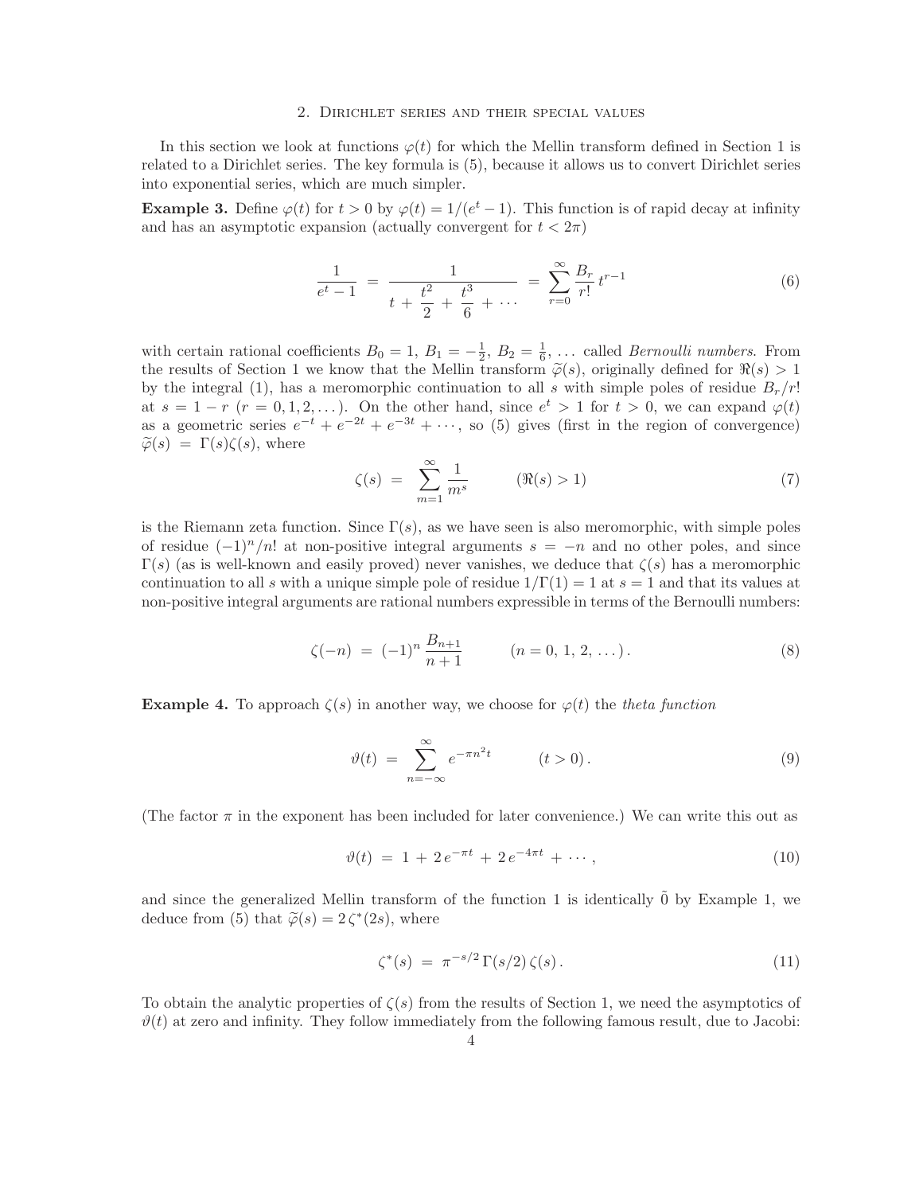## 2. Dirichlet series and their special values

In this section we look at functions $\varphi(t)$ for which the Mellin transform defined in Section 1 is related to a Dirichlet series. The key formula is (5), because it allows us to convert Dirichlet series into exponential series, which are much simpler.

**Example 3.** Define $\varphi(t)$ for $t > 0$ by $\varphi(t) = 1/(e^t - 1)$. This function is of rapid decay at infinity and has an asymptotic expansion (actually convergent for $t < 2\pi$)

$$\frac{1}{e^t - 1} \;=\; \frac{1}{t + \dfrac{t^2}{2} + \dfrac{t^3}{6} + \cdots} \;=\; \sum_{r=0}^{\infty} \frac{B_r}{r!}\, t^{r-1} \tag{6}$$

with certain rational coefficients $B_0 = 1$, $B_1 = -\frac{1}{2}$, $B_2 = \frac{1}{6}$, ... called *Bernoulli numbers.* From the results of Section 1 we know that the Mellin transform $\widetilde{\varphi}(s)$, originally defined for $\Re(s) > 1$ by the integral (1), has a meromorphic continuation to all $s$ with simple poles of residue $B_r/r!$ at $s = 1 - r$ $(r = 0, 1, 2, \ldots)$. On the other hand, since $e^t > 1$ for $t > 0$, we can expand $\varphi(t)$ as a geometric series $e^{-t} + e^{-2t} + e^{-3t} + \cdots$, so (5) gives (first in the region of convergence) $\widetilde{\varphi}(s) \;=\; \Gamma(s)\zeta(s)$, where

$$\zeta(s) \;=\; \sum_{m=1}^{\infty} \frac{1}{m^s} \qquad (\Re(s) > 1) \tag{7}$$

is the Riemann zeta function. Since $\Gamma(s)$, as we have seen is also meromorphic, with simple poles of residue $(-1)^n/n!$ at non-positive integral arguments $s = -n$ and no other poles, and since $\Gamma(s)$ (as is well-known and easily proved) never vanishes, we deduce that $\zeta(s)$ has a meromorphic continuation to all $s$ with a unique simple pole of residue $1/\Gamma(1) = 1$ at $s = 1$ and that its values at non-positive integral arguments are rational numbers expressible in terms of the Bernoulli numbers:

$$\zeta(-n) \;=\; (-1)^n \,\frac{B_{n+1}}{n+1} \qquad (n = 0,\, 1,\, 2,\, \ldots)\,. \tag{8}$$

**Example 4.** To approach $\zeta(s)$ in another way, we choose for $\varphi(t)$ the *theta function*

$$\vartheta(t) \;=\; \sum_{n=-\infty}^{\infty} e^{-\pi n^2 t} \qquad (t > 0)\,. \tag{9}$$

(The factor $\pi$ in the exponent has been included for later convenience.) We can write this out as

$$\vartheta(t) \;=\; 1 \,+\, 2\,e^{-\pi t} \,+\, 2\,e^{-4\pi t} \,+\, \cdots\,, \tag{10}$$

and since the generalized Mellin transform of the function 1 is identically $\tilde{0}$ by Example 1, we deduce from (5) that $\widetilde{\varphi}(s) = 2\,\zeta^*(2s)$, where

$$\zeta^*(s) \;=\; \pi^{-s/2}\,\Gamma(s/2)\,\zeta(s)\,. \tag{11}$$

To obtain the analytic properties of $\zeta(s)$ from the results of Section 1, we need the asymptotics of $\vartheta(t)$ at zero and infinity. They follow immediately from the following famous result, due to Jacobi: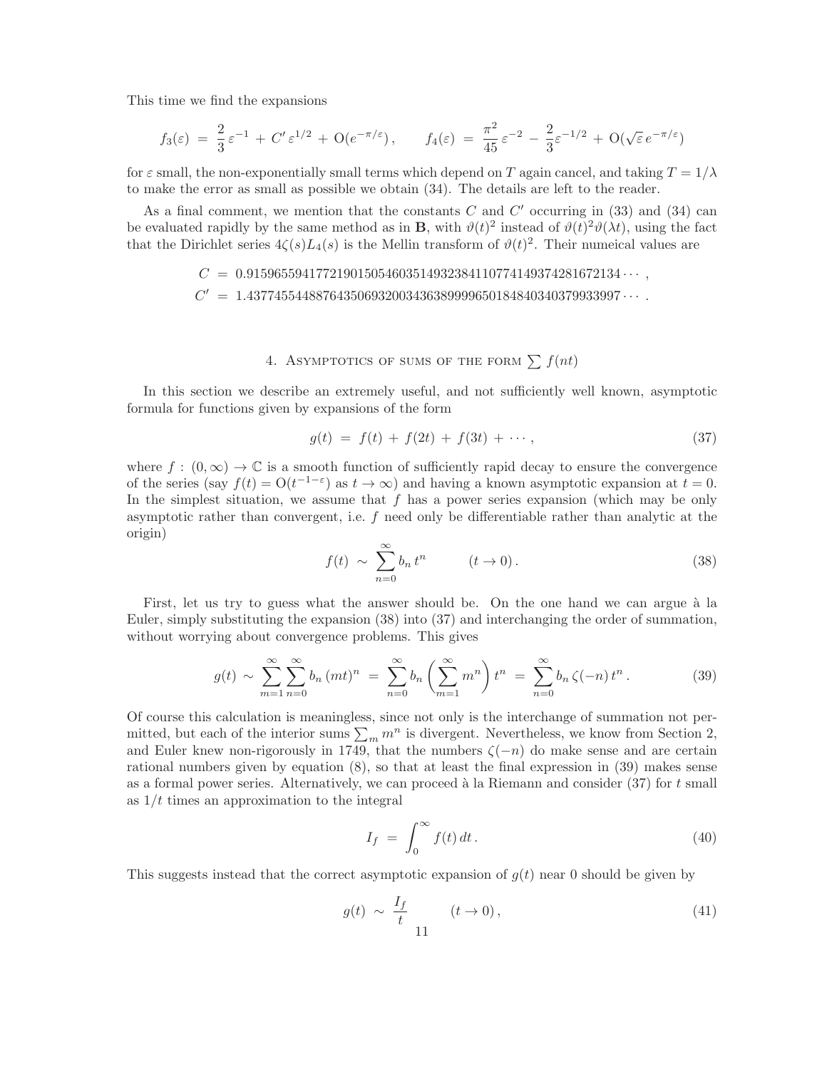This time we find the expansions

$$f_3(\varepsilon) \;=\; \frac{2}{3}\,\varepsilon^{-1} \,+\, C'\,\varepsilon^{1/2} \,+\, \mathrm{O}(e^{-\pi/\varepsilon})\,, \qquad f_4(\varepsilon) \;=\; \frac{\pi^2}{45}\,\varepsilon^{-2} \,-\, \frac{2}{3}\varepsilon^{-1/2} \,+\, \mathrm{O}(\sqrt{\varepsilon}\,e^{-\pi/\varepsilon})$$

for $\varepsilon$ small, the non-exponentially small terms which depend on $T$ again cancel, and taking $T = 1/\lambda$ to make the error as small as possible we obtain (34). The details are left to the reader.

As a final comment, we mention that the constants $C$ and $C'$ occurring in (33) and (34) can be evaluated rapidly by the same method as in **B**, with $\vartheta(t)^2$ instead of $\vartheta(t)^2\vartheta(\lambda t)$, using the fact that the Dirichlet series $4\zeta(s)L_4(s)$ is the Mellin transform of $\vartheta(t)^2$. Their numeical values are

$$C \;=\; 0.91596559417721901505460351493238411077414937428167213 4\cdots\,,$$
$$C' \;=\; 1.43774554488764350693200343638999965018484034037993399 7\cdots\,.$$

## 4. Asymptotics of sums of the form $\sum f(nt)$

In this section we describe an extremely useful, and not sufficiently well known, asymptotic formula for functions given by expansions of the form

$$g(t) \;=\; f(t) \,+\, f(2t) \,+\, f(3t) \,+\, \cdots\,, \tag{37}$$

where $f:\,(0,\infty) \to \mathbb{C}$ is a smooth function of sufficiently rapid decay to ensure the convergence of the series (say $f(t) = \mathrm{O}(t^{-1-\varepsilon})$ as $t \to \infty$) and having a known asymptotic expansion at $t = 0$. In the simplest situation, we assume that $f$ has a power series expansion (which may be only asymptotic rather than convergent, i.e. $f$ need only be differentiable rather than analytic at the origin)

$$f(t) \;\sim\; \sum_{n=0}^{\infty} b_n\, t^n \qquad\quad (t \to 0)\,. \tag{38}$$

First, let us try to guess what the answer should be. On the one hand we can argue à la Euler, simply substituting the expansion (38) into (37) and interchanging the order of summation, without worrying about convergence problems. This gives

$$g(t) \;\sim\; \sum_{m=1}^{\infty}\sum_{n=0}^{\infty} b_n\,(mt)^n \;=\; \sum_{n=0}^{\infty} b_n \left(\sum_{m=1}^{\infty} m^n\right) t^n \;=\; \sum_{n=0}^{\infty} b_n\,\zeta(-n)\,t^n\,. \tag{39}$$

Of course this calculation is meaningless, since not only is the interchange of summation not permitted, but each of the interior sums $\sum_m m^n$ is divergent. Nevertheless, we know from Section 2, and Euler knew non-rigorously in 1749, that the numbers $\zeta(-n)$ do make sense and are certain rational numbers given by equation (8), so that at least the final expression in (39) makes sense as a formal power series. Alternatively, we can proceed à la Riemann and consider (37) for $t$ small as $1/t$ times an approximation to the integral

$$I_f \;=\; \int_0^{\infty} f(t)\,dt\,. \tag{40}$$

This suggests instead that the correct asymptotic expansion of $g(t)$ near 0 should be given by

$$g(t) \;\sim\; \frac{I_f}{t} \qquad\quad (t \to 0)\,, \tag{41}$$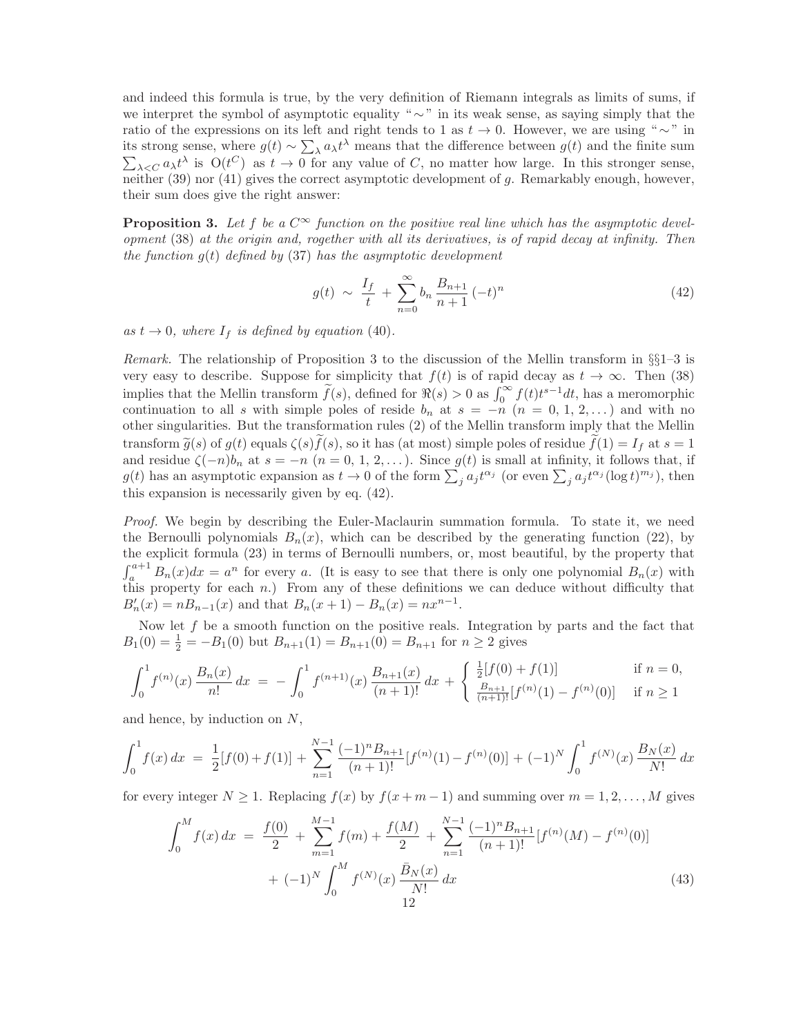and indeed this formula is true, by the very definition of Riemann integrals as limits of sums, if we interpret the symbol of asymptotic equality " $\sim$ " in its weak sense, as saying simply that the ratio of the expressions on its left and right tends to 1 as $t \to 0$. However, we are using " $\sim$ " in its strong sense, where $g(t) \sim \sum_\lambda a_\lambda t^\lambda$ means that the difference between $g(t)$ and the finite sum $\sum_{\lambda < C} a_\lambda t^\lambda$ is $\mathrm{O}(t^C)$ as $t \to 0$ for any value of $C$, no matter how large. In this stronger sense, neither (39) nor (41) gives the correct asymptotic development of $g$. Remarkably enough, however, their sum does give the right answer:

**Proposition 3.** *Let $f$ be a $C^\infty$ function on the positive real line which has the asymptotic development* (38) *at the origin and, together with all its derivatives, is of rapid decay at infinity. Then the function $g(t)$ defined by* (37) *has the asymptotic development*

$$g(t) \;\sim\; \frac{I_f}{t} \;+\; \sum_{n=0}^{\infty} b_n \, \frac{B_{n+1}}{n+1} \, (-t)^n \tag{42}$$

*as $t \to 0$, where $I_f$ is defined by equation* (40).

*Remark.* The relationship of Proposition 3 to the discussion of the Mellin transform in §§1–3 is very easy to describe. Suppose for simplicity that $f(t)$ is of rapid decay as $t \to \infty$. Then (38) implies that the Mellin transform $\widetilde{f}(s)$, defined for $\Re(s) > 0$ as $\int_0^\infty f(t) t^{s-1} dt$, has a meromorphic continuation to all $s$ with simple poles of reside $b_n$ at $s = -n$ ($n = 0, 1, 2, \dots$) and with no other singularities. But the transformation rules (2) of the Mellin transform imply that the Mellin transform $\widetilde{g}(s)$ of $g(t)$ equals $\zeta(s)\widetilde{f}(s)$, so it has (at most) simple poles of residue $\widetilde{f}(1) = I_f$ at $s = 1$ and residue $\zeta(-n) b_n$ at $s = -n$ ($n = 0, 1, 2, \dots$). Since $g(t)$ is small at infinity, it follows that, if $g(t)$ has an asymptotic expansion as $t \to 0$ of the form $\sum_j a_j t^{\alpha_j}$ (or even $\sum_j a_j t^{\alpha_j} (\log t)^{m_j}$), then this expansion is necessarily given by eq. (42).

*Proof.* We begin by describing the Euler-Maclaurin summation formula. To state it, we need the Bernoulli polynomials $B_n(x)$, which can be described by the generating function (22), by the explicit formula (23) in terms of Bernoulli numbers, or, most beautiful, by the property that $\int_a^{a+1} B_n(x) dx = a^n$ for every $a$. (It is easy to see that there is only one polynomial $B_n(x)$ with this property for each $n$.) From any of these definitions we can deduce without difficulty that $B_n'(x) = n B_{n-1}(x)$ and that $B_n(x+1) - B_n(x) = n x^{n-1}$.

Now let $f$ be a smooth function on the positive reals. Integration by parts and the fact that $B_1(0) = \frac{1}{2} = -B_1(0)$ but $B_{n+1}(1) = B_{n+1}(0) = B_{n+1}$ for $n \ge 2$ gives

$$\int_0^1 f^{(n)}(x) \, \frac{B_n(x)}{n!} \, dx \;=\; -\int_0^1 f^{(n+1)}(x) \, \frac{B_{n+1}(x)}{(n+1)!} \, dx \;+\; \begin{cases} \frac{1}{2}[f(0) + f(1)] & \text{if } n = 0, \\ \frac{B_{n+1}}{(n+1)!}[f^{(n)}(1) - f^{(n)}(0)] & \text{if } n \ge 1 \end{cases}$$

and hence, by induction on $N$,

$$\int_0^1 f(x) \, dx \;=\; \frac{1}{2}[f(0) + f(1)] \,+\, \sum_{n=1}^{N-1} \frac{(-1)^n B_{n+1}}{(n+1)!}[f^{(n)}(1) - f^{(n)}(0)] \,+\, (-1)^N \int_0^1 f^{(N)}(x) \, \frac{B_N(x)}{N!} \, dx$$

for every integer $N \ge 1$. Replacing $f(x)$ by $f(x+m-1)$ and summing over $m = 1, 2, \dots, M$ gives

$$\begin{aligned} \int_0^M f(x) \, dx \;=\; & \frac{f(0)}{2} \;+\; \sum_{m=1}^{M-1} f(m) + \frac{f(M)}{2} \;+\; \sum_{n=1}^{N-1} \frac{(-1)^n B_{n+1}}{(n+1)!}[f^{(n)}(M) - f^{(n)}(0)] \\ & +\; (-1)^N \int_0^M f^{(N)}(x) \, \frac{\bar{B}_N(x)}{N!} \, dx \end{aligned} \tag{43}$$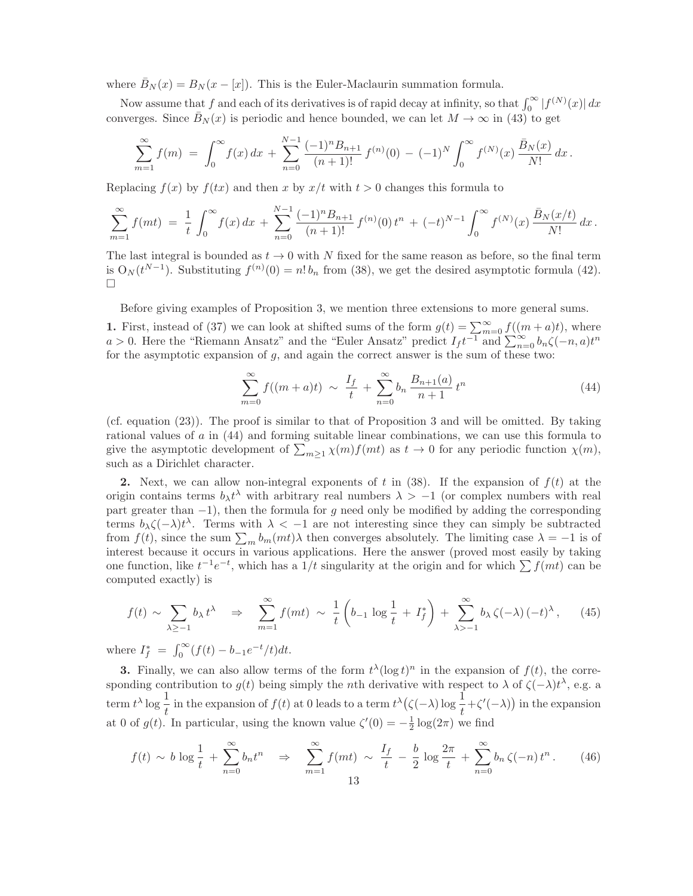where $\bar{B}_N(x) = B_N(x - [x])$. This is the Euler-Maclaurin summation formula.

Now assume that $f$ and each of its derivatives is of rapid decay at infinity, so that $\int_0^\infty |f^{(N)}(x)|\,dx$ converges. Since $\bar{B}_N(x)$ is periodic and hence bounded, we can let $M \to \infty$ in (43) to get

$$\sum_{m=1}^{\infty} f(m) \;=\; \int_0^\infty f(x)\,dx \;+\; \sum_{n=0}^{N-1} \frac{(-1)^n B_{n+1}}{(n+1)!}\, f^{(n)}(0) \;-\; (-1)^N \int_0^\infty f^{(N)}(x)\, \frac{\bar{B}_N(x)}{N!}\,dx\,.$$

Replacing $f(x)$ by $f(tx)$ and then $x$ by $x/t$ with $t > 0$ changes this formula to

$$\sum_{m=1}^{\infty} f(mt) \;=\; \frac{1}{t}\int_0^\infty f(x)\,dx \;+\; \sum_{n=0}^{N-1} \frac{(-1)^n B_{n+1}}{(n+1)!}\, f^{(n)}(0)\, t^n \;+\; (-t)^{N-1} \int_0^\infty f^{(N)}(x)\, \frac{\bar{B}_N(x/t)}{N!}\,dx\,.$$

The last integral is bounded as $t \to 0$ with $N$ fixed for the same reason as before, so the final term is $\mathrm{O}_N(t^{N-1})$. Substituting $f^{(n)}(0) = n!\,b_n$ from (38), we get the desired asymptotic formula (42). $\square$

Before giving examples of Proposition 3, we mention three extensions to more general sums.

**1.** First, instead of (37) we can look at shifted sums of the form $g(t) = \sum_{m=0}^\infty f((m+a)t)$, where $a > 0$. Here the "Riemann Ansatz" and the "Euler Ansatz" predict $I_f t^{-1}$ and $\sum_{n=0}^\infty b_n \zeta(-n, a) t^n$ for the asymptotic expansion of $g$, and again the correct answer is the sum of these two:

$$\sum_{m=0}^{\infty} f((m+a)t) \;\sim\; \frac{I_f}{t} \;+\; \sum_{n=0}^{\infty} b_n\, \frac{B_{n+1}(a)}{n+1}\, t^n \tag{44}$$

(cf. equation (23)). The proof is similar to that of Proposition 3 and will be omitted. By taking rational values of $a$ in (44) and forming suitable linear combinations, we can use this formula to give the asymptotic development of $\sum_{m\ge1} \chi(m) f(mt)$ as $t \to 0$ for any periodic function $\chi(m)$, such as a Dirichlet character.

**2.** Next, we can allow non-integral exponents of $t$ in (38). If the expansion of $f(t)$ at the origin contains terms $b_\lambda t^\lambda$ with arbitrary real numbers $\lambda > -1$ (or complex numbers with real part greater than $-1$), then the formula for $g$ need only be modified by adding the corresponding terms $b_\lambda \zeta(-\lambda) t^\lambda$. Terms with $\lambda < -1$ are not interesting since they can simply be subtracted from $f(t)$, since the sum $\sum_m b_m (mt)\lambda$ then converges absolutely. The limiting case $\lambda = -1$ is of interest because it occurs in various applications. Here the answer (proved most easily by taking one function, like $t^{-1}e^{-t}$, which has a $1/t$ singularity at the origin and for which $\sum f(mt)$ can be computed exactly) is

$$f(t) \sim \sum_{\lambda \ge -1} b_\lambda\, t^\lambda \quad\Rightarrow\quad \sum_{m=1}^{\infty} f(mt) \;\sim\; \frac{1}{t}\left( b_{-1} \log\frac{1}{t} \,+\, I_f^* \right) \,+\, \sum_{\lambda > -1} b_\lambda\, \zeta(-\lambda)\, (-t)^\lambda\,, \tag{45}$$

where $I_f^* \;=\; \int_0^\infty (f(t) - b_{-1} e^{-t}/t)dt$.

**3.** Finally, we can also allow terms of the form $t^\lambda (\log t)^n$ in the expansion of $f(t)$, the corresponding contribution to $g(t)$ being simply the $n$th derivative with respect to $\lambda$ of $\zeta(-\lambda) t^\lambda$, e.g. a term $t^\lambda \log\dfrac{1}{t}$ in the expansion of $f(t)$ at 0 leads to a term $t^\lambda\bigl(\zeta(-\lambda)\log\dfrac{1}{t} + \zeta'(-\lambda)\bigr)$ in the expansion at 0 of $g(t)$. In particular, using the known value $\zeta'(0) = -\frac{1}{2}\log(2\pi)$ we find

$$f(t) \sim b \log\frac{1}{t} \,+\, \sum_{n=0}^{\infty} b_n t^n \quad\Rightarrow\quad \sum_{m=1}^{\infty} f(mt) \;\sim\; \frac{I_f}{t} \,-\, \frac{b}{2}\log\frac{2\pi}{t} \,+\, \sum_{n=0}^{\infty} b_n\, \zeta(-n)\, t^n\,. \tag{46}$$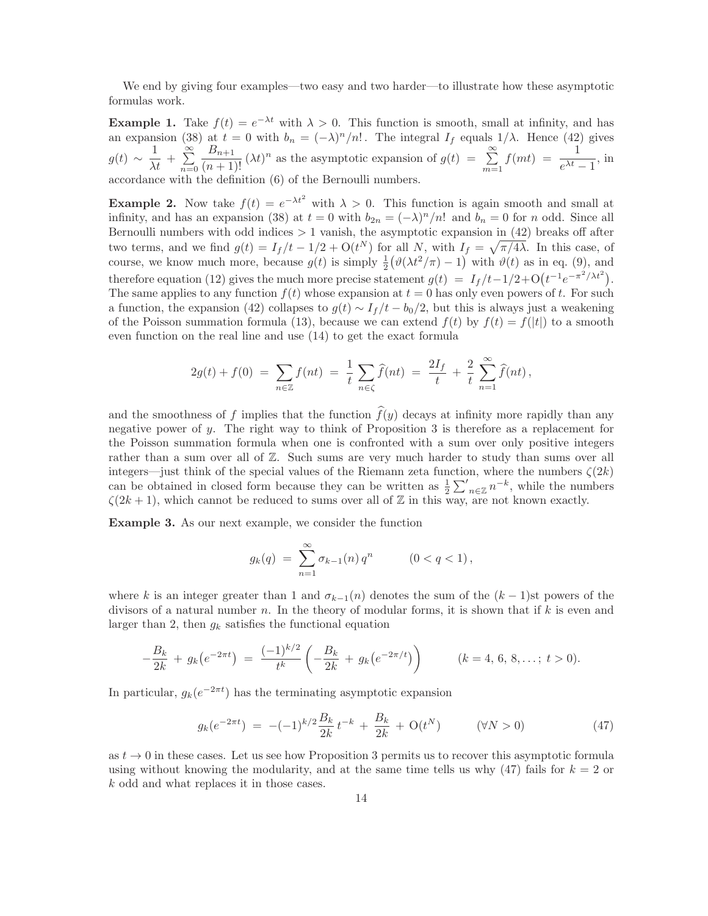We end by giving four examples—two easy and two harder—to illustrate how these asymptotic formulas work.

**Example 1.** Take $f(t) = e^{-\lambda t}$ with $\lambda > 0$. This function is smooth, small at infinity, and has an expansion (38) at $t = 0$ with $b_n = (-\lambda)^n/n!$. The integral $I_f$ equals $1/\lambda$. Hence (42) gives $g(t) \sim \dfrac{1}{\lambda t} + \sum_{n=0}^{\infty} \dfrac{B_{n+1}}{(n+1)!}\,(\lambda t)^n$ as the asymptotic expansion of $g(t) = \sum_{m=1}^{\infty} f(mt) = \dfrac{1}{e^{\lambda t}-1}$, in accordance with the definition (6) of the Bernoulli numbers.

**Example 2.** Now take $f(t) = e^{-\lambda t^2}$ with $\lambda > 0$. This function is again smooth and small at infinity, and has an expansion (38) at $t = 0$ with $b_{2n} = (-\lambda)^n/n!$ and $b_n = 0$ for $n$ odd. Since all Bernoulli numbers with odd indices $> 1$ vanish, the asymptotic expansion in (42) breaks off after two terms, and we find $g(t) = I_f/t - 1/2 + \mathrm{O}(t^N)$ for all $N$, with $I_f = \sqrt{\pi/4\lambda}$. In this case, of course, we know much more, because $g(t)$ is simply $\frac{1}{2}\bigl(\vartheta(\lambda t^2/\pi) - 1\bigr)$ with $\vartheta(t)$ as in eq. (9), and therefore equation (12) gives the much more precise statement $g(t) = I_f/t - 1/2 + \mathrm{O}\bigl(t^{-1}e^{-\pi^2/\lambda t^2}\bigr)$. The same applies to any function $f(t)$ whose expansion at $t = 0$ has only even powers of $t$. For such a function, the expansion (42) collapses to $g(t) \sim I_f/t - b_0/2$, but this is always just a weakening of the Poisson summation formula (13), because we can extend $f(t)$ by $f(t) = f(|t|)$ to a smooth even function on the real line and use (14) to get the exact formula

$$2g(t) + f(0) \;=\; \sum_{n\in\mathbb{Z}} f(nt) \;=\; \frac{1}{t}\sum_{n\in\zeta} \widehat{f}(nt) \;=\; \frac{2I_f}{t} \;+\; \frac{2}{t}\sum_{n=1}^{\infty} \widehat{f}(nt)\,,$$

and the smoothness of $f$ implies that the function $\widehat{f}(y)$ decays at infinity more rapidly than any negative power of $y$. The right way to think of Proposition 3 is therefore as a replacement for the Poisson summation formula when one is confronted with a sum over only positive integers rather than a sum over all of $\mathbb{Z}$. Such sums are very much harder to study than sums over all integers—just think of the special values of the Riemann zeta function, where the numbers $\zeta(2k)$ can be obtained in closed form because they can be written as $\frac{1}{2}\sum'_{n\in\mathbb{Z}} n^{-k}$, while the numbers $\zeta(2k+1)$, which cannot be reduced to sums over all of $\mathbb{Z}$ in this way, are not known exactly.

**Example 3.** As our next example, we consider the function

$$g_k(q) \;=\; \sum_{n=1}^{\infty} \sigma_{k-1}(n)\, q^n \qquad (0 < q < 1)\,,$$

where $k$ is an integer greater than 1 and $\sigma_{k-1}(n)$ denotes the sum of the $(k-1)$st powers of the divisors of a natural number $n$. In the theory of modular forms, it is shown that if $k$ is even and larger than 2, then $g_k$ satisfies the functional equation

$$-\frac{B_k}{2k} + g_k\bigl(e^{-2\pi t}\bigr) \;=\; \frac{(-1)^{k/2}}{t^k}\left(-\frac{B_k}{2k} + g_k\bigl(e^{-2\pi/t}\bigr)\right) \qquad (k = 4,\,6,\,8,\ldots;\; t > 0).$$

In particular, $g_k(e^{-2\pi t})$ has the terminating asymptotic expansion

$$g_k(e^{-2\pi t}) \;=\; -(-1)^{k/2}\frac{B_k}{2k}\,t^{-k} + \frac{B_k}{2k} + \mathrm{O}(t^N) \qquad (\forall N > 0) \tag{47}$$

as $t \to 0$ in these cases. Let us see how Proposition 3 permits us to recover this asymptotic formula using without knowing the modularity, and at the same time tells us why (47) fails for $k = 2$ or $k$ odd and what replaces it in those cases.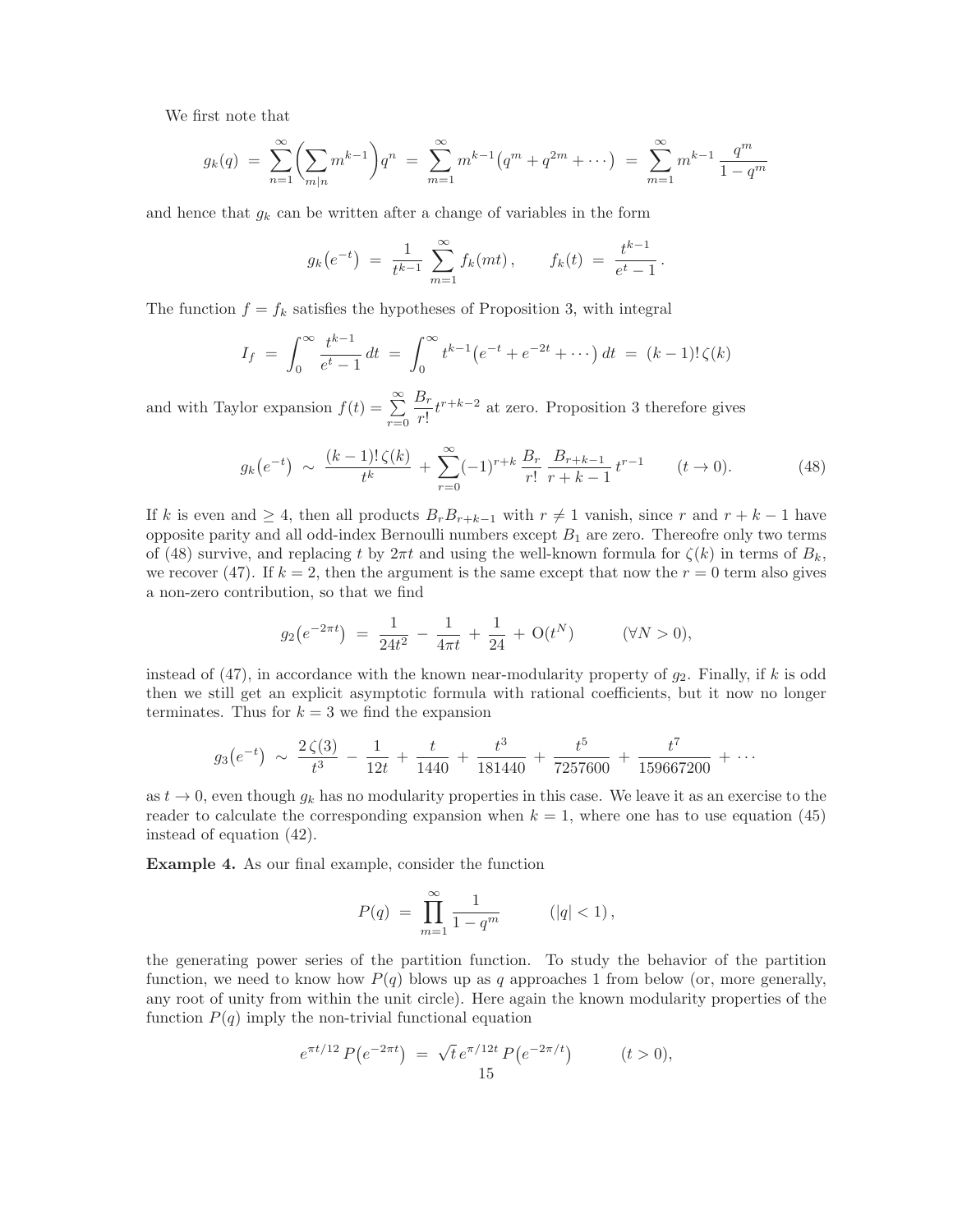We first note that

$$g_k(q) \;=\; \sum_{n=1}^{\infty}\Bigl(\sum_{m|n} m^{k-1}\Bigr)q^n \;=\; \sum_{m=1}^{\infty} m^{k-1}\bigl(q^m+q^{2m}+\cdots\bigr) \;=\; \sum_{m=1}^{\infty} m^{k-1}\,\frac{q^m}{1-q^m}$$

and hence that $g_k$ can be written after a change of variables in the form

$$g_k\bigl(e^{-t}\bigr) \;=\; \frac{1}{t^{k-1}}\sum_{m=1}^{\infty} f_k(mt)\,, \qquad f_k(t) \;=\; \frac{t^{k-1}}{e^t-1}\,.$$

The function $f=f_k$ satisfies the hypotheses of Proposition 3, with integral

$$I_f \;=\; \int_0^{\infty}\frac{t^{k-1}}{e^t-1}\,dt \;=\; \int_0^{\infty} t^{k-1}\bigl(e^{-t}+e^{-2t}+\cdots\bigr)\,dt \;=\; (k-1)!\,\zeta(k)$$

and with Taylor expansion $f(t)=\sum\limits_{r=0}^{\infty}\dfrac{B_r}{r!}t^{r+k-2}$ at zero. Proposition 3 therefore gives

$$g_k\bigl(e^{-t}\bigr) \;\sim\; \frac{(k-1)!\,\zeta(k)}{t^k} \;+\; \sum_{r=0}^{\infty}(-1)^{r+k}\,\frac{B_r}{r!}\,\frac{B_{r+k-1}}{r+k-1}\,t^{r-1} \qquad (t\to 0). \tag{48}$$

If $k$ is even and $\geq 4$, then all products $B_rB_{r+k-1}$ with $r\neq 1$ vanish, since $r$ and $r+k-1$ have opposite parity and all odd-index Bernoulli numbers except $B_1$ are zero. Thereofre only two terms of (48) survive, and replacing $t$ by $2\pi t$ and using the well-known formula for $\zeta(k)$ in terms of $B_k$, we recover (47). If $k=2$, then the argument is the same except that now the $r=0$ term also gives a non-zero contribution, so that we find

$$g_2\bigl(e^{-2\pi t}\bigr) \;=\; \frac{1}{24t^2} \;-\; \frac{1}{4\pi t} \;+\; \frac{1}{24} \;+\; \mathrm{O}(t^N) \qquad (\forall N>0),$$

instead of (47), in accordance with the known near-modularity property of $g_2$. Finally, if $k$ is odd then we still get an explicit asymptotic formula with rational coefficients, but it now no longer terminates. Thus for $k=3$ we find the expansion

$$g_3\bigl(e^{-t}\bigr) \;\sim\; \frac{2\,\zeta(3)}{t^3} \;-\; \frac{1}{12t} \;+\; \frac{t}{1440} \;+\; \frac{t^3}{181440} \;+\; \frac{t^5}{7257600} \;+\; \frac{t^7}{159667200} \;+\;\cdots$$

as $t\to 0$, even though $g_k$ has no modularity properties in this case. We leave it as an exercise to the reader to calculate the corresponding expansion when $k=1$, where one has to use equation (45) instead of equation (42).

**Example 4.** As our final example, consider the function

$$P(q) \;=\; \prod_{m=1}^{\infty}\frac{1}{1-q^m} \qquad (|q|<1)\,,$$

the generating power series of the partition function. To study the behavior of the partition function, we need to know how $P(q)$ blows up as $q$ approaches 1 from below (or, more generally, any root of unity from within the unit circle). Here again the known modularity properties of the function $P(q)$ imply the non-trivial functional equation

$$e^{\pi t/12}\,P\bigl(e^{-2\pi t}\bigr) \;=\; \sqrt{t}\,e^{\pi/12t}\,P\bigl(e^{-2\pi/t}\bigr) \qquad (t>0),$$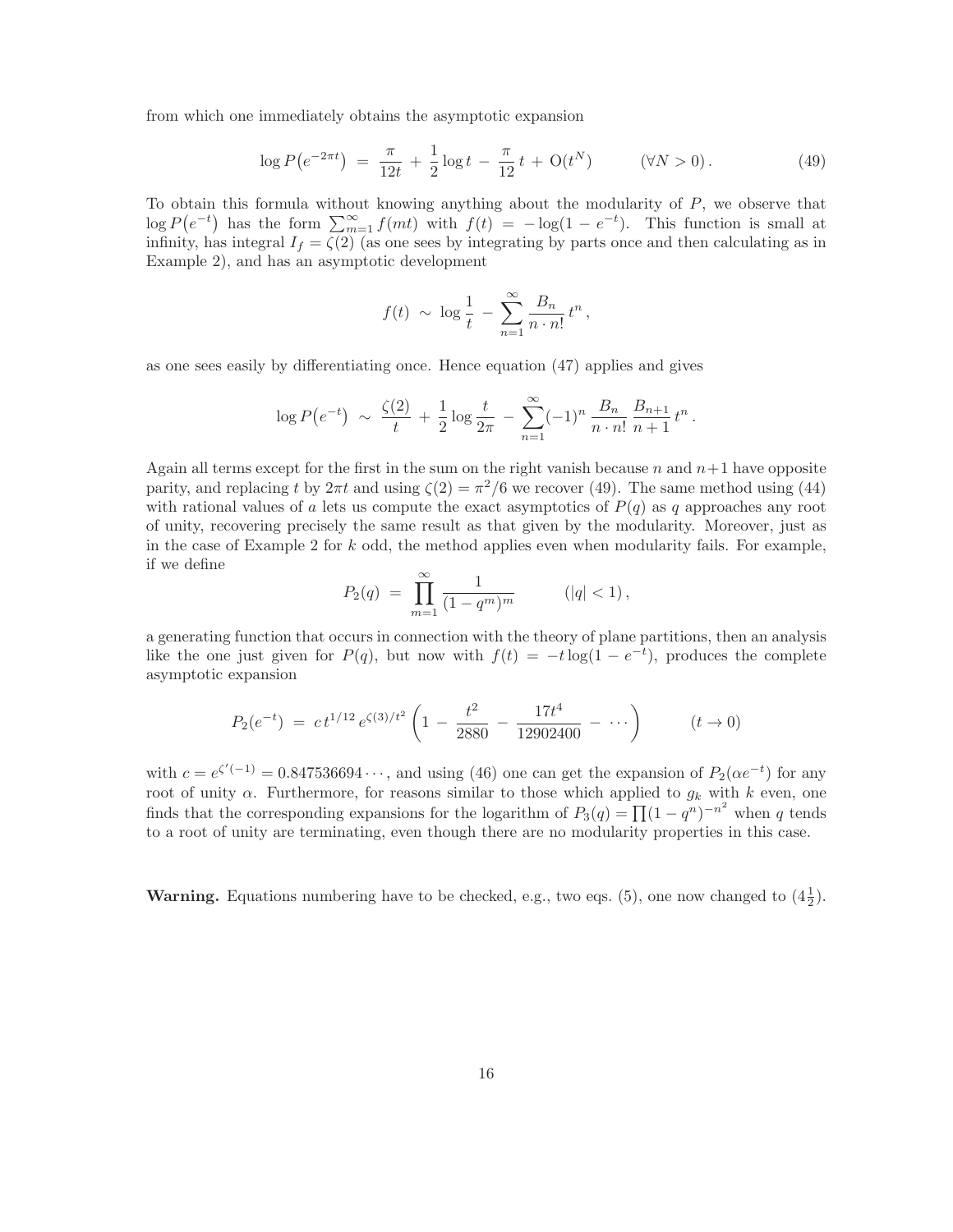from which one immediately obtains the asymptotic expansion

$$\log P\big(e^{-2\pi t}\big) \;=\; \frac{\pi}{12t} \,+\, \frac{1}{2}\log t \,-\, \frac{\pi}{12}\,t \,+\, \mathrm{O}(t^N) \qquad (\forall N > 0)\,. \tag{49}$$

To obtain this formula without knowing anything about the modularity of $P$, we observe that $\log P\big(e^{-t}\big)$ has the form $\sum_{m=1}^{\infty} f(mt)$ with $f(t) = -\log(1-e^{-t})$. This function is small at infinity, has integral $I_f = \zeta(2)$ (as one sees by integrating by parts once and then calculating as in Example 2), and has an asymptotic development

$$f(t) \;\sim\; \log\frac{1}{t} \,-\, \sum_{n=1}^{\infty} \frac{B_n}{n\cdot n!}\,t^n\,,$$

as one sees easily by differentiating once. Hence equation (47) applies and gives

$$\log P\big(e^{-t}\big) \;\sim\; \frac{\zeta(2)}{t} \,+\, \frac{1}{2}\log\frac{t}{2\pi} \,-\, \sum_{n=1}^{\infty}(-1)^n\,\frac{B_n}{n\cdot n!}\,\frac{B_{n+1}}{n+1}\,t^n\,.$$

Again all terms except for the first in the sum on the right vanish because $n$ and $n+1$ have opposite parity, and replacing $t$ by $2\pi t$ and using $\zeta(2) = \pi^2/6$ we recover (49). The same method using (44) with rational values of $a$ lets us compute the exact asymptotics of $P(q)$ as $q$ approaches any root of unity, recovering precisely the same result as that given by the modularity. Moreover, just as in the case of Example 2 for $k$ odd, the method applies even when modularity fails. For example, if we define

$$P_2(q) \;=\; \prod_{m=1}^{\infty}\frac{1}{(1-q^m)^m} \qquad (|q|<1)\,,$$

a generating function that occurs in connection with the theory of plane partitions, then an analysis like the one just given for $P(q)$, but now with $f(t) = -t\log(1-e^{-t})$, produces the complete asymptotic expansion

$$P_2(e^{-t}) \;=\; c\,t^{1/12}\,e^{\zeta(3)/t^2}\left(1 \,-\, \frac{t^2}{2880} \,-\, \frac{17t^4}{12902400} \,-\, \cdots\right) \qquad (t\to 0)$$

with $c = e^{\zeta'(-1)} = 0.847536694\cdots$, and using (46) one can get the expansion of $P_2(\alpha e^{-t})$ for any root of unity $\alpha$. Furthermore, for reasons similar to those which applied to $g_k$ with $k$ even, one finds that the corresponding expansions for the logarithm of $P_3(q) = \prod(1-q^n)^{-n^2}$ when $q$ tends to a root of unity are terminating, even though there are no modularity properties in this case.

**Warning.** Equations numbering have to be checked, e.g., two eqs. (5), one now changed to $(4\frac{1}{2})$.